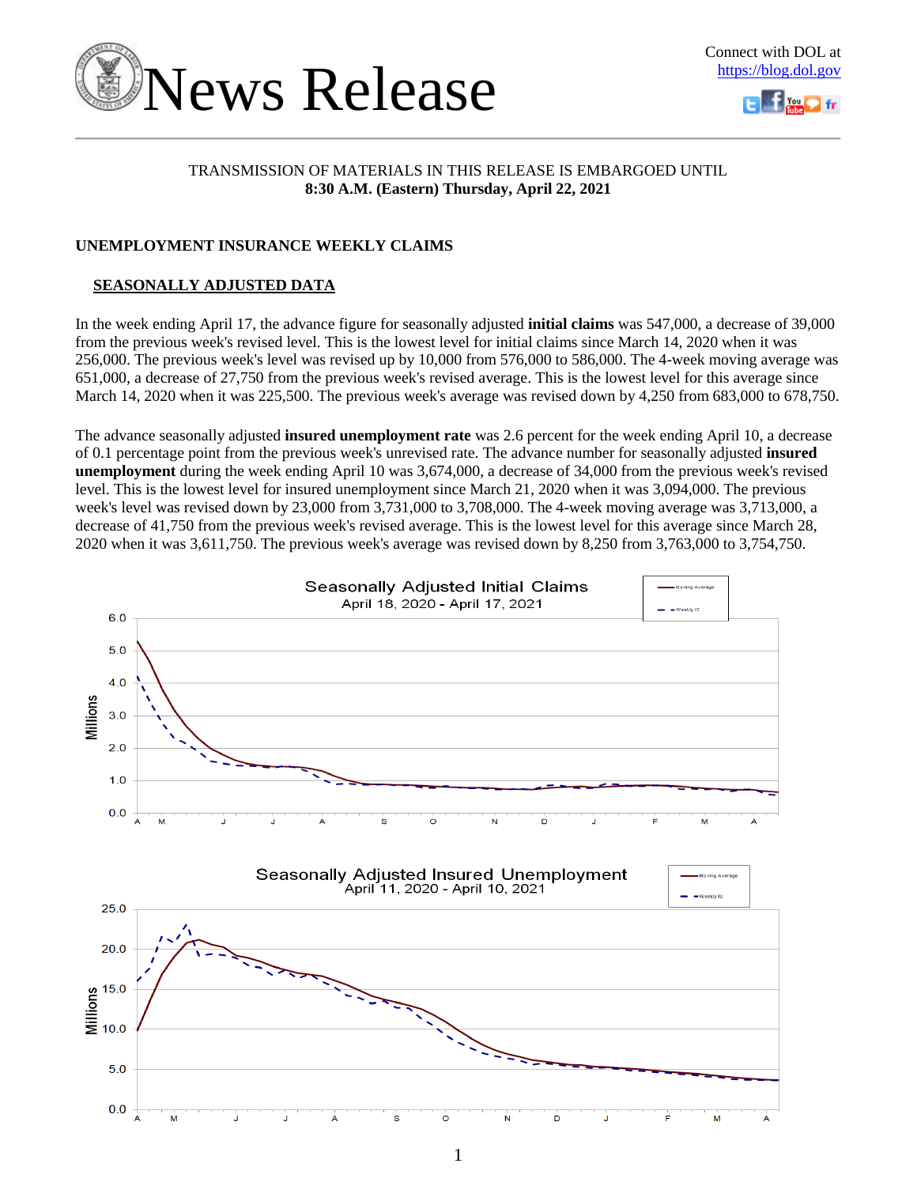# News Release

Connect with DOL at https://blog.dol.gov

TRANSMISSION OF MATERIALS IN THIS RELEASE IS EMBARGOED UNTIL
**8:30 A.M. (Eastern) Thursday, April 22, 2021**

## UNEMPLOYMENT INSURANCE WEEKLY CLAIMS

### SEASONALLY ADJUSTED DATA

In the week ending April 17, the advance figure for seasonally adjusted **initial claims** was 547,000, a decrease of 39,000 from the previous week's revised level. This is the lowest level for initial claims since March 14, 2020 when it was 256,000. The previous week's level was revised up by 10,000 from 576,000 to 586,000. The 4-week moving average was 651,000, a decrease of 27,750 from the previous week's revised average. This is the lowest level for this average since March 14, 2020 when it was 225,500. The previous week's average was revised down by 4,250 from 683,000 to 678,750.

The advance seasonally adjusted **insured unemployment rate** was 2.6 percent for the week ending April 10, a decrease of 0.1 percentage point from the previous week's unrevised rate. The advance number for seasonally adjusted **insured unemployment** during the week ending April 10 was 3,674,000, a decrease of 34,000 from the previous week's revised level. This is the lowest level for insured unemployment since March 21, 2020 when it was 3,094,000. The previous week's level was revised down by 23,000 from 3,731,000 to 3,708,000. The 4-week moving average was 3,713,000, a decrease of 41,750 from the previous week's revised average. This is the lowest level for this average since March 28, 2020 when it was 3,611,750. The previous week's average was revised down by 8,250 from 3,763,000 to 3,754,750.

Seasonally Adjusted Initial Claims
April 18, 2020 - April 17, 2021

Seasonally Adjusted Insured Unemployment
April 11, 2020 - April 10, 2021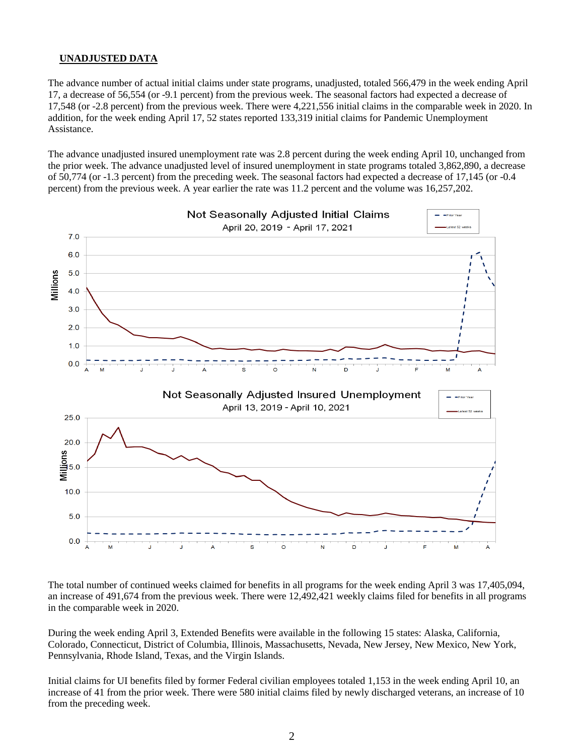## UNADJUSTED DATA

The advance number of actual initial claims under state programs, unadjusted, totaled 566,479 in the week ending April 17, a decrease of 56,554 (or -9.1 percent) from the previous week. The seasonal factors had expected a decrease of 17,548 (or -2.8 percent) from the previous week. There were 4,221,556 initial claims in the comparable week in 2020. In addition, for the week ending April 17, 52 states reported 133,319 initial claims for Pandemic Unemployment Assistance.

The advance unadjusted insured unemployment rate was 2.8 percent during the week ending April 10, unchanged from the prior week. The advance unadjusted level of insured unemployment in state programs totaled 3,862,890, a decrease of 50,774 (or -1.3 percent) from the preceding week. The seasonal factors had expected a decrease of 17,145 (or -0.4 percent) from the previous week. A year earlier the rate was 11.2 percent and the volume was 16,257,202.

The total number of continued weeks claimed for benefits in all programs for the week ending April 3 was 17,405,094, an increase of 491,674 from the previous week. There were 12,492,421 weekly claims filed for benefits in all programs in the comparable week in 2020.

During the week ending April 3, Extended Benefits were available in the following 15 states: Alaska, California, Colorado, Connecticut, District of Columbia, Illinois, Massachusetts, Nevada, New Jersey, New Mexico, New York, Pennsylvania, Rhode Island, Texas, and the Virgin Islands.

Initial claims for UI benefits filed by former Federal civilian employees totaled 1,153 in the week ending April 10, an increase of 41 from the prior week. There were 580 initial claims filed by newly discharged veterans, an increase of 10 from the preceding week.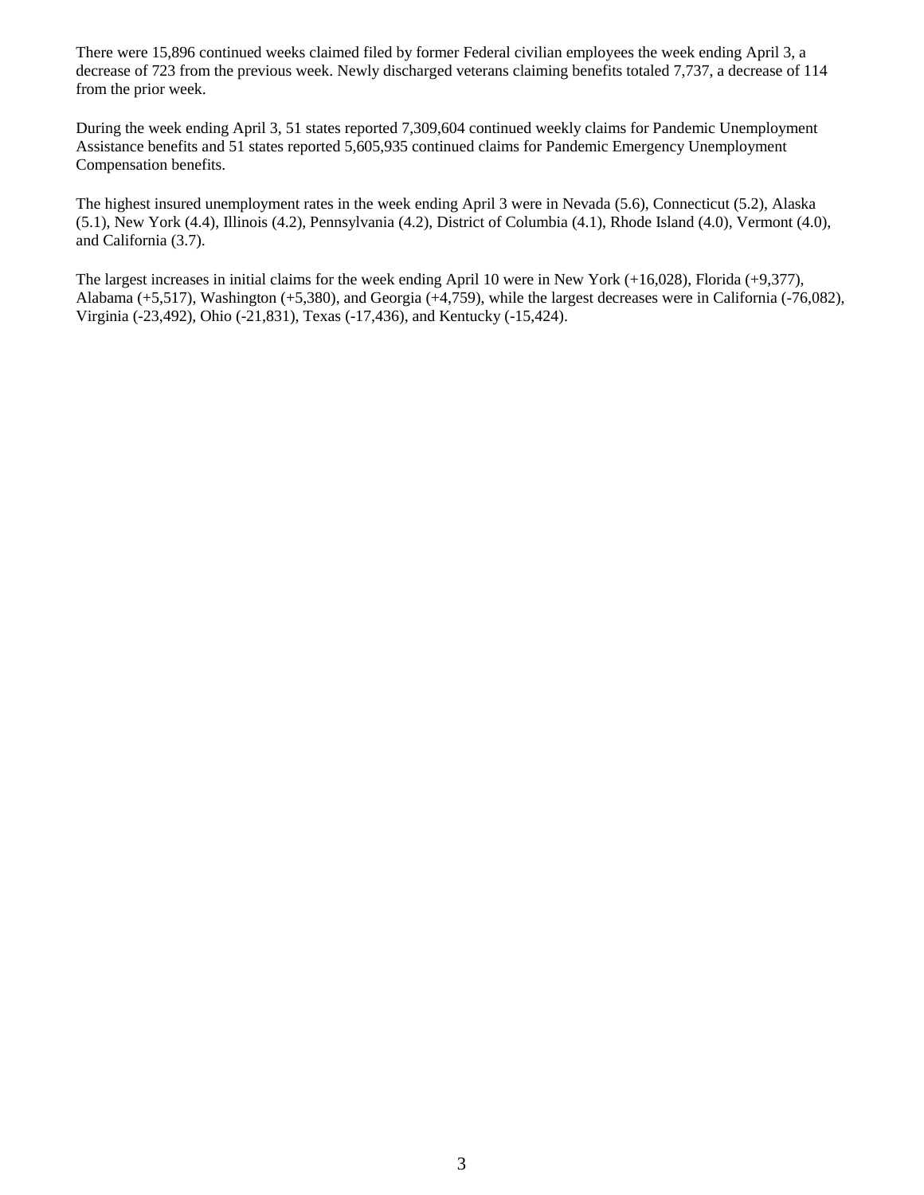There were 15,896 continued weeks claimed filed by former Federal civilian employees the week ending April 3, a decrease of 723 from the previous week. Newly discharged veterans claiming benefits totaled 7,737, a decrease of 114 from the prior week.

During the week ending April 3, 51 states reported 7,309,604 continued weekly claims for Pandemic Unemployment Assistance benefits and 51 states reported 5,605,935 continued claims for Pandemic Emergency Unemployment Compensation benefits.

The highest insured unemployment rates in the week ending April 3 were in Nevada (5.6), Connecticut (5.2), Alaska (5.1), New York (4.4), Illinois (4.2), Pennsylvania (4.2), District of Columbia (4.1), Rhode Island (4.0), Vermont (4.0), and California (3.7).

The largest increases in initial claims for the week ending April 10 were in New York (+16,028), Florida (+9,377), Alabama (+5,517), Washington (+5,380), and Georgia (+4,759), while the largest decreases were in California (-76,082), Virginia (-23,492), Ohio (-21,831), Texas (-17,436), and Kentucky (-15,424).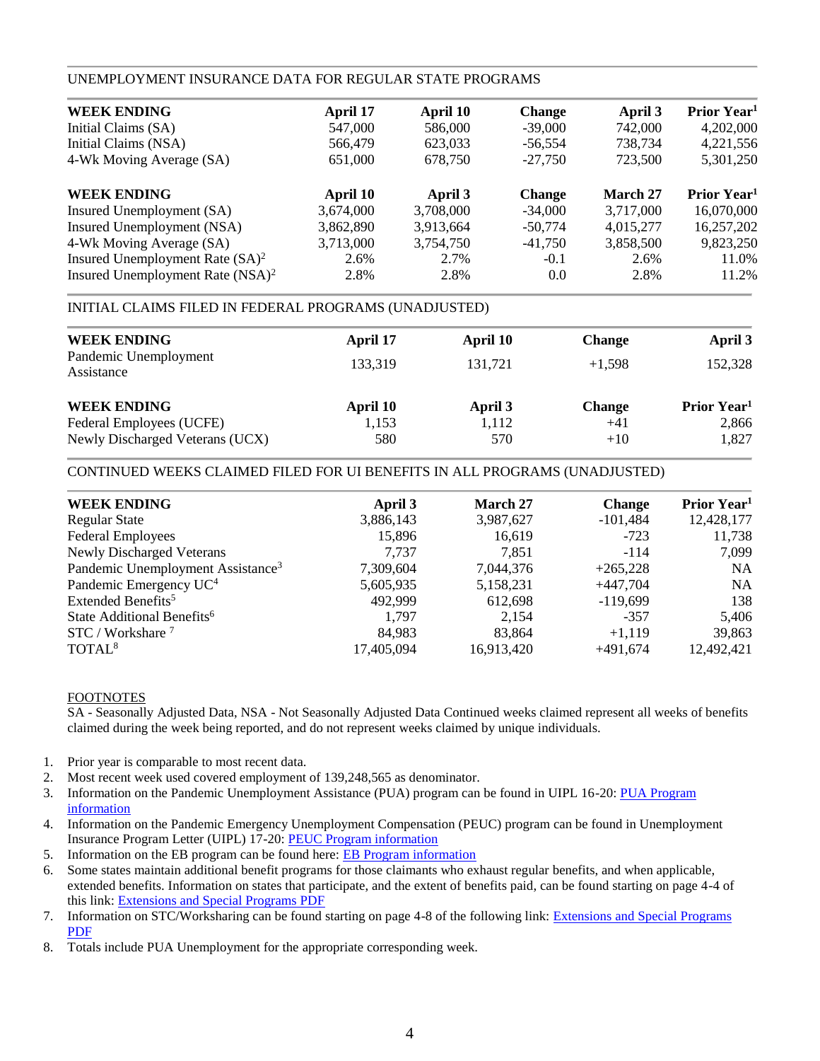## UNEMPLOYMENT INSURANCE DATA FOR REGULAR STATE PROGRAMS

| WEEK ENDING | April 17 | April 10 | Change | April 3 | Prior Year[1] |
|---|---|---|---|---|---|
| Initial Claims (SA) | 547,000 | 586,000 | -39,000 | 742,000 | 4,202,000 |
| Initial Claims (NSA) | 566,479 | 623,033 | -56,554 | 738,734 | 4,221,556 |
| 4-Wk Moving Average (SA) | 651,000 | 678,750 | -27,750 | 723,500 | 5,301,250 |

| WEEK ENDING | April 10 | April 3 | Change | March 27 | Prior Year[1] |
|---|---|---|---|---|---|
| Insured Unemployment (SA) | 3,674,000 | 3,708,000 | -34,000 | 3,717,000 | 16,070,000 |
| Insured Unemployment (NSA) | 3,862,890 | 3,913,664 | -50,774 | 4,015,277 | 16,257,202 |
| 4-Wk Moving Average (SA) | 3,713,000 | 3,754,750 | -41,750 | 3,858,500 | 9,823,250 |
| Insured Unemployment Rate (SA)[2] | 2.6% | 2.7% | -0.1 | 2.6% | 11.0% |
| Insured Unemployment Rate (NSA)[2] | 2.8% | 2.8% | 0.0 | 2.8% | 11.2% |

## INITIAL CLAIMS FILED IN FEDERAL PROGRAMS (UNADJUSTED)

| WEEK ENDING | April 17 | April 10 | Change | April 3 |
|---|---|---|---|---|
| Pandemic Unemployment Assistance | 133,319 | 131,721 | +1,598 | 152,328 |

| WEEK ENDING | April 10 | April 3 | Change | Prior Year[1] |
|---|---|---|---|---|
| Federal Employees (UCFE) | 1,153 | 1,112 | +41 | 2,866 |
| Newly Discharged Veterans (UCX) | 580 | 570 | +10 | 1,827 |

## CONTINUED WEEKS CLAIMED FILED FOR UI BENEFITS IN ALL PROGRAMS (UNADJUSTED)

| WEEK ENDING | April 3 | March 27 | Change | Prior Year[1] |
|---|---|---|---|---|
| Regular State | 3,886,143 | 3,987,627 | -101,484 | 12,428,177 |
| Federal Employees | 15,896 | 16,619 | -723 | 11,738 |
| Newly Discharged Veterans | 7,737 | 7,851 | -114 | 7,099 |
| Pandemic Unemployment Assistance[3] | 7,309,604 | 7,044,376 | +265,228 | NA |
| Pandemic Emergency UC[4] | 5,605,935 | 5,158,231 | +447,704 | NA |
| Extended Benefits[5] | 492,999 | 612,698 | -119,699 | 138 |
| State Additional Benefits[6] | 1,797 | 2,154 | -357 | 5,406 |
| STC / Workshare [7] | 84,983 | 83,864 | +1,119 | 39,863 |
| TOTAL[8] | 17,405,094 | 16,913,420 | +491,674 | 12,492,421 |

FOOTNOTES

SA - Seasonally Adjusted Data, NSA - Not Seasonally Adjusted Data Continued weeks claimed represent all weeks of benefits claimed during the week being reported, and do not represent weeks claimed by unique individuals.

1. Prior year is comparable to most recent data.
2. Most recent week used covered employment of 139,248,565 as denominator.
3. Information on the Pandemic Unemployment Assistance (PUA) program can be found in UIPL 16-20: PUA Program information
4. Information on the Pandemic Emergency Unemployment Compensation (PEUC) program can be found in Unemployment Insurance Program Letter (UIPL) 17-20: PEUC Program information
5. Information on the EB program can be found here: EB Program information
6. Some states maintain additional benefit programs for those claimants who exhaust regular benefits, and when applicable, extended benefits. Information on states that participate, and the extent of benefits paid, can be found starting on page 4-4 of this link: Extensions and Special Programs PDF
7. Information on STC/Worksharing can be found starting on page 4-8 of the following link: Extensions and Special Programs PDF
8. Totals include PUA Unemployment for the appropriate corresponding week.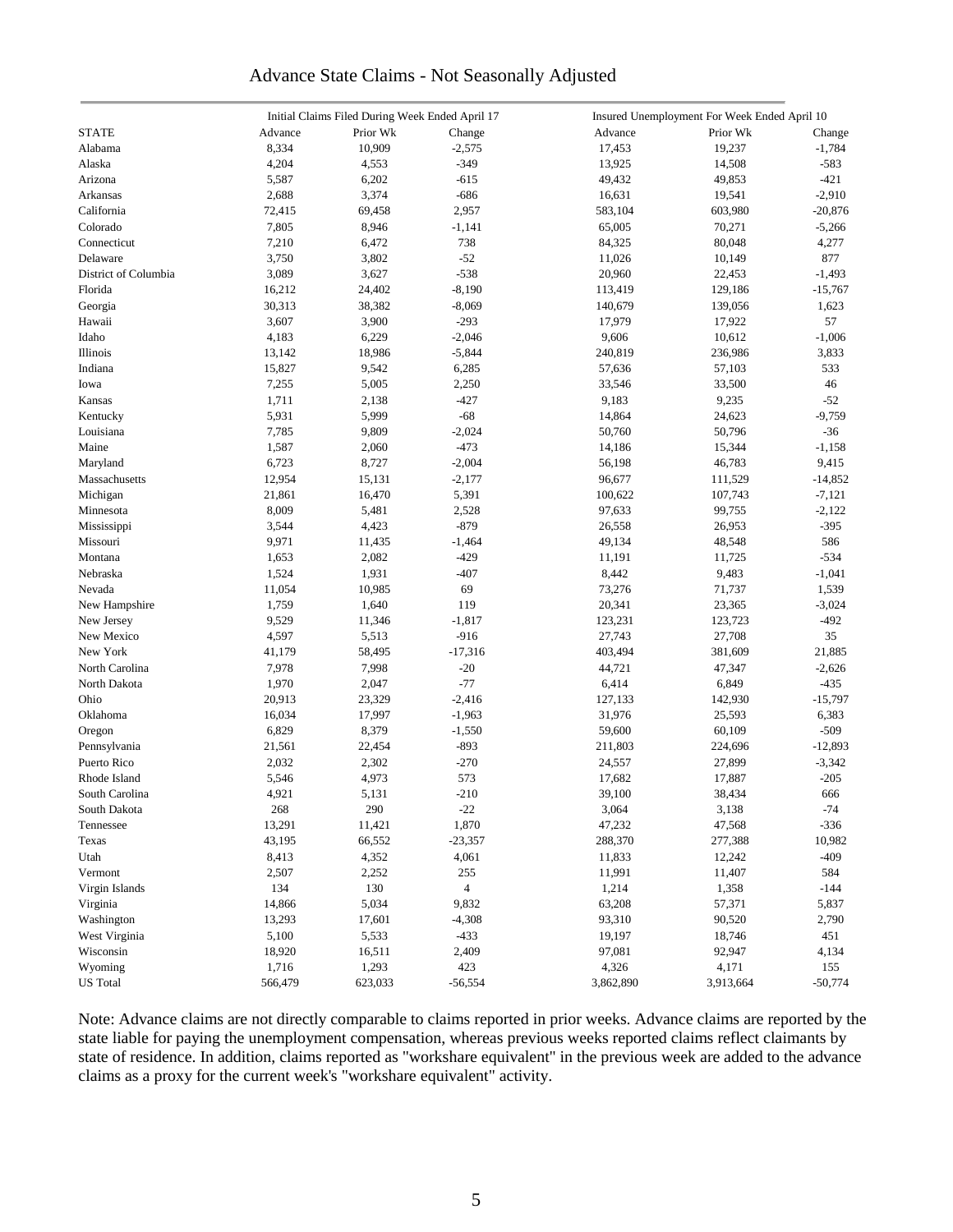# Advance State Claims - Not Seasonally Adjusted

| STATE | Initial Claims Filed During Week Ended April 17 | | | Insured Unemployment For Week Ended April 10 | | |
|---|---|---|---|---|---|---|
| | Advance | Prior Wk | Change | Advance | Prior Wk | Change |
| Alabama | 8,334 | 10,909 | -2,575 | 17,453 | 19,237 | -1,784 |
| Alaska | 4,204 | 4,553 | -349 | 13,925 | 14,508 | -583 |
| Arizona | 5,587 | 6,202 | -615 | 49,432 | 49,853 | -421 |
| Arkansas | 2,688 | 3,374 | -686 | 16,631 | 19,541 | -2,910 |
| California | 72,415 | 69,458 | 2,957 | 583,104 | 603,980 | -20,876 |
| Colorado | 7,805 | 8,946 | -1,141 | 65,005 | 70,271 | -5,266 |
| Connecticut | 7,210 | 6,472 | 738 | 84,325 | 80,048 | 4,277 |
| Delaware | 3,750 | 3,802 | -52 | 11,026 | 10,149 | 877 |
| District of Columbia | 3,089 | 3,627 | -538 | 20,960 | 22,453 | -1,493 |
| Florida | 16,212 | 24,402 | -8,190 | 113,419 | 129,186 | -15,767 |
| Georgia | 30,313 | 38,382 | -8,069 | 140,679 | 139,056 | 1,623 |
| Hawaii | 3,607 | 3,900 | -293 | 17,979 | 17,922 | 57 |
| Idaho | 4,183 | 6,229 | -2,046 | 9,606 | 10,612 | -1,006 |
| Illinois | 13,142 | 18,986 | -5,844 | 240,819 | 236,986 | 3,833 |
| Indiana | 15,827 | 9,542 | 6,285 | 57,636 | 57,103 | 533 |
| Iowa | 7,255 | 5,005 | 2,250 | 33,546 | 33,500 | 46 |
| Kansas | 1,711 | 2,138 | -427 | 9,183 | 9,235 | -52 |
| Kentucky | 5,931 | 5,999 | -68 | 14,864 | 24,623 | -9,759 |
| Louisiana | 7,785 | 9,809 | -2,024 | 50,760 | 50,796 | -36 |
| Maine | 1,587 | 2,060 | -473 | 14,186 | 15,344 | -1,158 |
| Maryland | 6,723 | 8,727 | -2,004 | 56,198 | 46,783 | 9,415 |
| Massachusetts | 12,954 | 15,131 | -2,177 | 96,677 | 111,529 | -14,852 |
| Michigan | 21,861 | 16,470 | 5,391 | 100,622 | 107,743 | -7,121 |
| Minnesota | 8,009 | 5,481 | 2,528 | 97,633 | 99,755 | -2,122 |
| Mississippi | 3,544 | 4,423 | -879 | 26,558 | 26,953 | -395 |
| Missouri | 9,971 | 11,435 | -1,464 | 49,134 | 48,548 | 586 |
| Montana | 1,653 | 2,082 | -429 | 11,191 | 11,725 | -534 |
| Nebraska | 1,524 | 1,931 | -407 | 8,442 | 9,483 | -1,041 |
| Nevada | 11,054 | 10,985 | 69 | 73,276 | 71,737 | 1,539 |
| New Hampshire | 1,759 | 1,640 | 119 | 20,341 | 23,365 | -3,024 |
| New Jersey | 9,529 | 11,346 | -1,817 | 123,231 | 123,723 | -492 |
| New Mexico | 4,597 | 5,513 | -916 | 27,743 | 27,708 | 35 |
| New York | 41,179 | 58,495 | -17,316 | 403,494 | 381,609 | 21,885 |
| North Carolina | 7,978 | 7,998 | -20 | 44,721 | 47,347 | -2,626 |
| North Dakota | 1,970 | 2,047 | -77 | 6,414 | 6,849 | -435 |
| Ohio | 20,913 | 23,329 | -2,416 | 127,133 | 142,930 | -15,797 |
| Oklahoma | 16,034 | 17,997 | -1,963 | 31,976 | 25,593 | 6,383 |
| Oregon | 6,829 | 8,379 | -1,550 | 59,600 | 60,109 | -509 |
| Pennsylvania | 21,561 | 22,454 | -893 | 211,803 | 224,696 | -12,893 |
| Puerto Rico | 2,032 | 2,302 | -270 | 24,557 | 27,899 | -3,342 |
| Rhode Island | 5,546 | 4,973 | 573 | 17,682 | 17,887 | -205 |
| South Carolina | 4,921 | 5,131 | -210 | 39,100 | 38,434 | 666 |
| South Dakota | 268 | 290 | -22 | 3,064 | 3,138 | -74 |
| Tennessee | 13,291 | 11,421 | 1,870 | 47,232 | 47,568 | -336 |
| Texas | 43,195 | 66,552 | -23,357 | 288,370 | 277,388 | 10,982 |
| Utah | 8,413 | 4,352 | 4,061 | 11,833 | 12,242 | -409 |
| Vermont | 2,507 | 2,252 | 255 | 11,991 | 11,407 | 584 |
| Virgin Islands | 134 | 130 | 4 | 1,214 | 1,358 | -144 |
| Virginia | 14,866 | 5,034 | 9,832 | 63,208 | 57,371 | 5,837 |
| Washington | 13,293 | 17,601 | -4,308 | 93,310 | 90,520 | 2,790 |
| West Virginia | 5,100 | 5,533 | -433 | 19,197 | 18,746 | 451 |
| Wisconsin | 18,920 | 16,511 | 2,409 | 97,081 | 92,947 | 4,134 |
| Wyoming | 1,716 | 1,293 | 423 | 4,326 | 4,171 | 155 |
| US Total | 566,479 | 623,033 | -56,554 | 3,862,890 | 3,913,664 | -50,774 |

Note: Advance claims are not directly comparable to claims reported in prior weeks. Advance claims are reported by the state liable for paying the unemployment compensation, whereas previous weeks reported claims reflect claimants by state of residence. In addition, claims reported as "workshare equivalent" in the previous week are added to the advance claims as a proxy for the current week's "workshare equivalent" activity.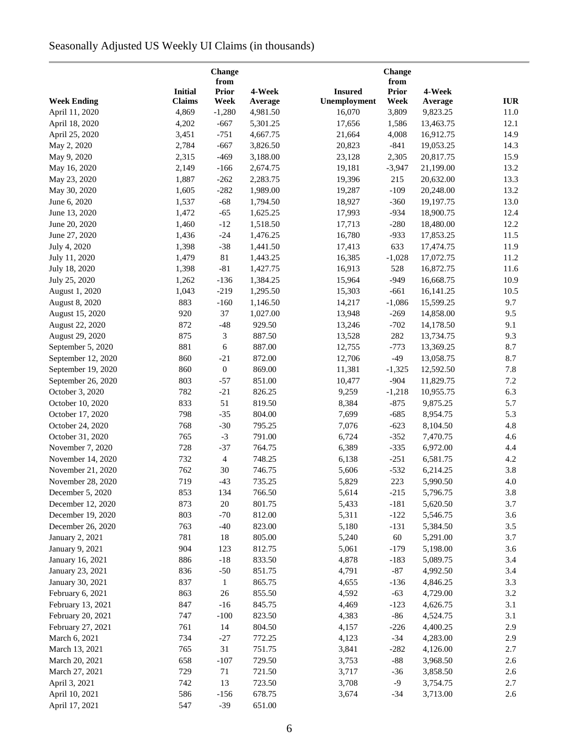Seasonally Adjusted US Weekly UI Claims (in thousands)

| Week Ending | Initial Claims | Change from Prior Week | 4-Week Average | Insured Unemployment | Change from Prior Week | 4-Week Average | IUR |
|---|---|---|---|---|---|---|---|
| April 11, 2020 | 4,869 | -1,280 | 4,981.50 | 16,070 | 3,809 | 9,823.25 | 11.0 |
| April 18, 2020 | 4,202 | -667 | 5,301.25 | 17,656 | 1,586 | 13,463.75 | 12.1 |
| April 25, 2020 | 3,451 | -751 | 4,667.75 | 21,664 | 4,008 | 16,912.75 | 14.9 |
| May 2, 2020 | 2,784 | -667 | 3,826.50 | 20,823 | -841 | 19,053.25 | 14.3 |
| May 9, 2020 | 2,315 | -469 | 3,188.00 | 23,128 | 2,305 | 20,817.75 | 15.9 |
| May 16, 2020 | 2,149 | -166 | 2,674.75 | 19,181 | -3,947 | 21,199.00 | 13.2 |
| May 23, 2020 | 1,887 | -262 | 2,283.75 | 19,396 | 215 | 20,632.00 | 13.3 |
| May 30, 2020 | 1,605 | -282 | 1,989.00 | 19,287 | -109 | 20,248.00 | 13.2 |
| June 6, 2020 | 1,537 | -68 | 1,794.50 | 18,927 | -360 | 19,197.75 | 13.0 |
| June 13, 2020 | 1,472 | -65 | 1,625.25 | 17,993 | -934 | 18,900.75 | 12.4 |
| June 20, 2020 | 1,460 | -12 | 1,518.50 | 17,713 | -280 | 18,480.00 | 12.2 |
| June 27, 2020 | 1,436 | -24 | 1,476.25 | 16,780 | -933 | 17,853.25 | 11.5 |
| July 4, 2020 | 1,398 | -38 | 1,441.50 | 17,413 | 633 | 17,474.75 | 11.9 |
| July 11, 2020 | 1,479 | 81 | 1,443.25 | 16,385 | -1,028 | 17,072.75 | 11.2 |
| July 18, 2020 | 1,398 | -81 | 1,427.75 | 16,913 | 528 | 16,872.75 | 11.6 |
| July 25, 2020 | 1,262 | -136 | 1,384.25 | 15,964 | -949 | 16,668.75 | 10.9 |
| August 1, 2020 | 1,043 | -219 | 1,295.50 | 15,303 | -661 | 16,141.25 | 10.5 |
| August 8, 2020 | 883 | -160 | 1,146.50 | 14,217 | -1,086 | 15,599.25 | 9.7 |
| August 15, 2020 | 920 | 37 | 1,027.00 | 13,948 | -269 | 14,858.00 | 9.5 |
| August 22, 2020 | 872 | -48 | 929.50 | 13,246 | -702 | 14,178.50 | 9.1 |
| August 29, 2020 | 875 | 3 | 887.50 | 13,528 | 282 | 13,734.75 | 9.3 |
| September 5, 2020 | 881 | 6 | 887.00 | 12,755 | -773 | 13,369.25 | 8.7 |
| September 12, 2020 | 860 | -21 | 872.00 | 12,706 | -49 | 13,058.75 | 8.7 |
| September 19, 2020 | 860 | 0 | 869.00 | 11,381 | -1,325 | 12,592.50 | 7.8 |
| September 26, 2020 | 803 | -57 | 851.00 | 10,477 | -904 | 11,829.75 | 7.2 |
| October 3, 2020 | 782 | -21 | 826.25 | 9,259 | -1,218 | 10,955.75 | 6.3 |
| October 10, 2020 | 833 | 51 | 819.50 | 8,384 | -875 | 9,875.25 | 5.7 |
| October 17, 2020 | 798 | -35 | 804.00 | 7,699 | -685 | 8,954.75 | 5.3 |
| October 24, 2020 | 768 | -30 | 795.25 | 7,076 | -623 | 8,104.50 | 4.8 |
| October 31, 2020 | 765 | -3 | 791.00 | 6,724 | -352 | 7,470.75 | 4.6 |
| November 7, 2020 | 728 | -37 | 764.75 | 6,389 | -335 | 6,972.00 | 4.4 |
| November 14, 2020 | 732 | 4 | 748.25 | 6,138 | -251 | 6,581.75 | 4.2 |
| November 21, 2020 | 762 | 30 | 746.75 | 5,606 | -532 | 6,214.25 | 3.8 |
| November 28, 2020 | 719 | -43 | 735.25 | 5,829 | 223 | 5,990.50 | 4.0 |
| December 5, 2020 | 853 | 134 | 766.50 | 5,614 | -215 | 5,796.75 | 3.8 |
| December 12, 2020 | 873 | 20 | 801.75 | 5,433 | -181 | 5,620.50 | 3.7 |
| December 19, 2020 | 803 | -70 | 812.00 | 5,311 | -122 | 5,546.75 | 3.6 |
| December 26, 2020 | 763 | -40 | 823.00 | 5,180 | -131 | 5,384.50 | 3.5 |
| January 2, 2021 | 781 | 18 | 805.00 | 5,240 | 60 | 5,291.00 | 3.7 |
| January 9, 2021 | 904 | 123 | 812.75 | 5,061 | -179 | 5,198.00 | 3.6 |
| January 16, 2021 | 886 | -18 | 833.50 | 4,878 | -183 | 5,089.75 | 3.4 |
| January 23, 2021 | 836 | -50 | 851.75 | 4,791 | -87 | 4,992.50 | 3.4 |
| January 30, 2021 | 837 | 1 | 865.75 | 4,655 | -136 | 4,846.25 | 3.3 |
| February 6, 2021 | 863 | 26 | 855.50 | 4,592 | -63 | 4,729.00 | 3.2 |
| February 13, 2021 | 847 | -16 | 845.75 | 4,469 | -123 | 4,626.75 | 3.1 |
| February 20, 2021 | 747 | -100 | 823.50 | 4,383 | -86 | 4,524.75 | 3.1 |
| February 27, 2021 | 761 | 14 | 804.50 | 4,157 | -226 | 4,400.25 | 2.9 |
| March 6, 2021 | 734 | -27 | 772.25 | 4,123 | -34 | 4,283.00 | 2.9 |
| March 13, 2021 | 765 | 31 | 751.75 | 3,841 | -282 | 4,126.00 | 2.7 |
| March 20, 2021 | 658 | -107 | 729.50 | 3,753 | -88 | 3,968.50 | 2.6 |
| March 27, 2021 | 729 | 71 | 721.50 | 3,717 | -36 | 3,858.50 | 2.6 |
| April 3, 2021 | 742 | 13 | 723.50 | 3,708 | -9 | 3,754.75 | 2.7 |
| April 10, 2021 | 586 | -156 | 678.75 | 3,674 | -34 | 3,713.00 | 2.6 |
| April 17, 2021 | 547 | -39 | 651.00 | | | | |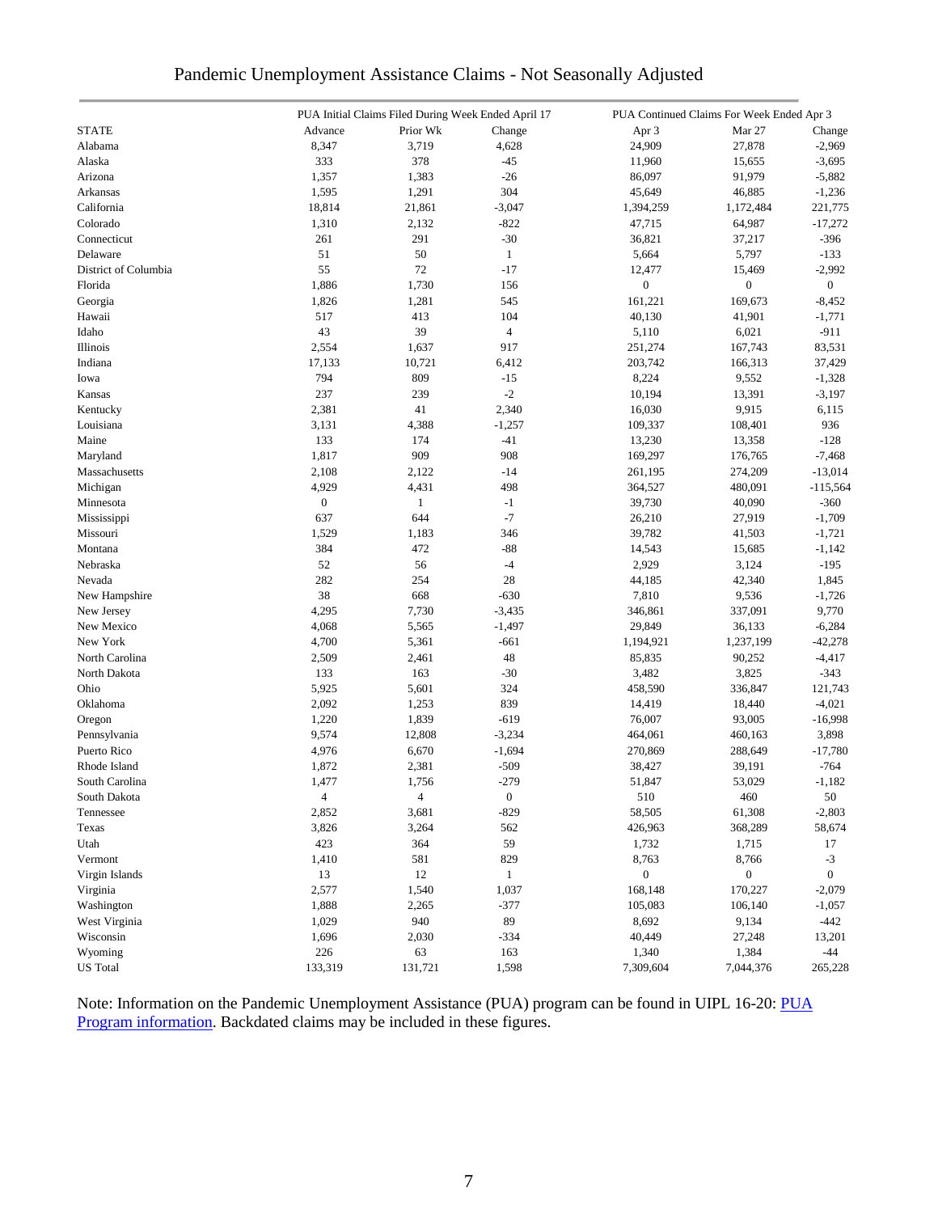# Pandemic Unemployment Assistance Claims - Not Seasonally Adjusted

| | PUA Initial Claims Filed During Week Ended April 17 | | | PUA Continued Claims For Week Ended Apr 3 | | |
|---|---|---|---|---|---|---|
| STATE | Advance | Prior Wk | Change | Apr 3 | Mar 27 | Change |
| Alabama | 8,347 | 3,719 | 4,628 | 24,909 | 27,878 | -2,969 |
| Alaska | 333 | 378 | -45 | 11,960 | 15,655 | -3,695 |
| Arizona | 1,357 | 1,383 | -26 | 86,097 | 91,979 | -5,882 |
| Arkansas | 1,595 | 1,291 | 304 | 45,649 | 46,885 | -1,236 |
| California | 18,814 | 21,861 | -3,047 | 1,394,259 | 1,172,484 | 221,775 |
| Colorado | 1,310 | 2,132 | -822 | 47,715 | 64,987 | -17,272 |
| Connecticut | 261 | 291 | -30 | 36,821 | 37,217 | -396 |
| Delaware | 51 | 50 | 1 | 5,664 | 5,797 | -133 |
| District of Columbia | 55 | 72 | -17 | 12,477 | 15,469 | -2,992 |
| Florida | 1,886 | 1,730 | 156 | 0 | 0 | 0 |
| Georgia | 1,826 | 1,281 | 545 | 161,221 | 169,673 | -8,452 |
| Hawaii | 517 | 413 | 104 | 40,130 | 41,901 | -1,771 |
| Idaho | 43 | 39 | 4 | 5,110 | 6,021 | -911 |
| Illinois | 2,554 | 1,637 | 917 | 251,274 | 167,743 | 83,531 |
| Indiana | 17,133 | 10,721 | 6,412 | 203,742 | 166,313 | 37,429 |
| Iowa | 794 | 809 | -15 | 8,224 | 9,552 | -1,328 |
| Kansas | 237 | 239 | -2 | 10,194 | 13,391 | -3,197 |
| Kentucky | 2,381 | 41 | 2,340 | 16,030 | 9,915 | 6,115 |
| Louisiana | 3,131 | 4,388 | -1,257 | 109,337 | 108,401 | 936 |
| Maine | 133 | 174 | -41 | 13,230 | 13,358 | -128 |
| Maryland | 1,817 | 909 | 908 | 169,297 | 176,765 | -7,468 |
| Massachusetts | 2,108 | 2,122 | -14 | 261,195 | 274,209 | -13,014 |
| Michigan | 4,929 | 4,431 | 498 | 364,527 | 480,091 | -115,564 |
| Minnesota | 0 | 1 | -1 | 39,730 | 40,090 | -360 |
| Mississippi | 637 | 644 | -7 | 26,210 | 27,919 | -1,709 |
| Missouri | 1,529 | 1,183 | 346 | 39,782 | 41,503 | -1,721 |
| Montana | 384 | 472 | -88 | 14,543 | 15,685 | -1,142 |
| Nebraska | 52 | 56 | -4 | 2,929 | 3,124 | -195 |
| Nevada | 282 | 254 | 28 | 44,185 | 42,340 | 1,845 |
| New Hampshire | 38 | 668 | -630 | 7,810 | 9,536 | -1,726 |
| New Jersey | 4,295 | 7,730 | -3,435 | 346,861 | 337,091 | 9,770 |
| New Mexico | 4,068 | 5,565 | -1,497 | 29,849 | 36,133 | -6,284 |
| New York | 4,700 | 5,361 | -661 | 1,194,921 | 1,237,199 | -42,278 |
| North Carolina | 2,509 | 2,461 | 48 | 85,835 | 90,252 | -4,417 |
| North Dakota | 133 | 163 | -30 | 3,482 | 3,825 | -343 |
| Ohio | 5,925 | 5,601 | 324 | 458,590 | 336,847 | 121,743 |
| Oklahoma | 2,092 | 1,253 | 839 | 14,419 | 18,440 | -4,021 |
| Oregon | 1,220 | 1,839 | -619 | 76,007 | 93,005 | -16,998 |
| Pennsylvania | 9,574 | 12,808 | -3,234 | 464,061 | 460,163 | 3,898 |
| Puerto Rico | 4,976 | 6,670 | -1,694 | 270,869 | 288,649 | -17,780 |
| Rhode Island | 1,872 | 2,381 | -509 | 38,427 | 39,191 | -764 |
| South Carolina | 1,477 | 1,756 | -279 | 51,847 | 53,029 | -1,182 |
| South Dakota | 4 | 4 | 0 | 510 | 460 | 50 |
| Tennessee | 2,852 | 3,681 | -829 | 58,505 | 61,308 | -2,803 |
| Texas | 3,826 | 3,264 | 562 | 426,963 | 368,289 | 58,674 |
| Utah | 423 | 364 | 59 | 1,732 | 1,715 | 17 |
| Vermont | 1,410 | 581 | 829 | 8,763 | 8,766 | -3 |
| Virgin Islands | 13 | 12 | 1 | 0 | 0 | 0 |
| Virginia | 2,577 | 1,540 | 1,037 | 168,148 | 170,227 | -2,079 |
| Washington | 1,888 | 2,265 | -377 | 105,083 | 106,140 | -1,057 |
| West Virginia | 1,029 | 940 | 89 | 8,692 | 9,134 | -442 |
| Wisconsin | 1,696 | 2,030 | -334 | 40,449 | 27,248 | 13,201 |
| Wyoming | 226 | 63 | 163 | 1,340 | 1,384 | -44 |
| US Total | 133,319 | 131,721 | 1,598 | 7,309,604 | 7,044,376 | 265,228 |

Note: Information on the Pandemic Unemployment Assistance (PUA) program can be found in UIPL 16-20: PUA Program information. Backdated claims may be included in these figures.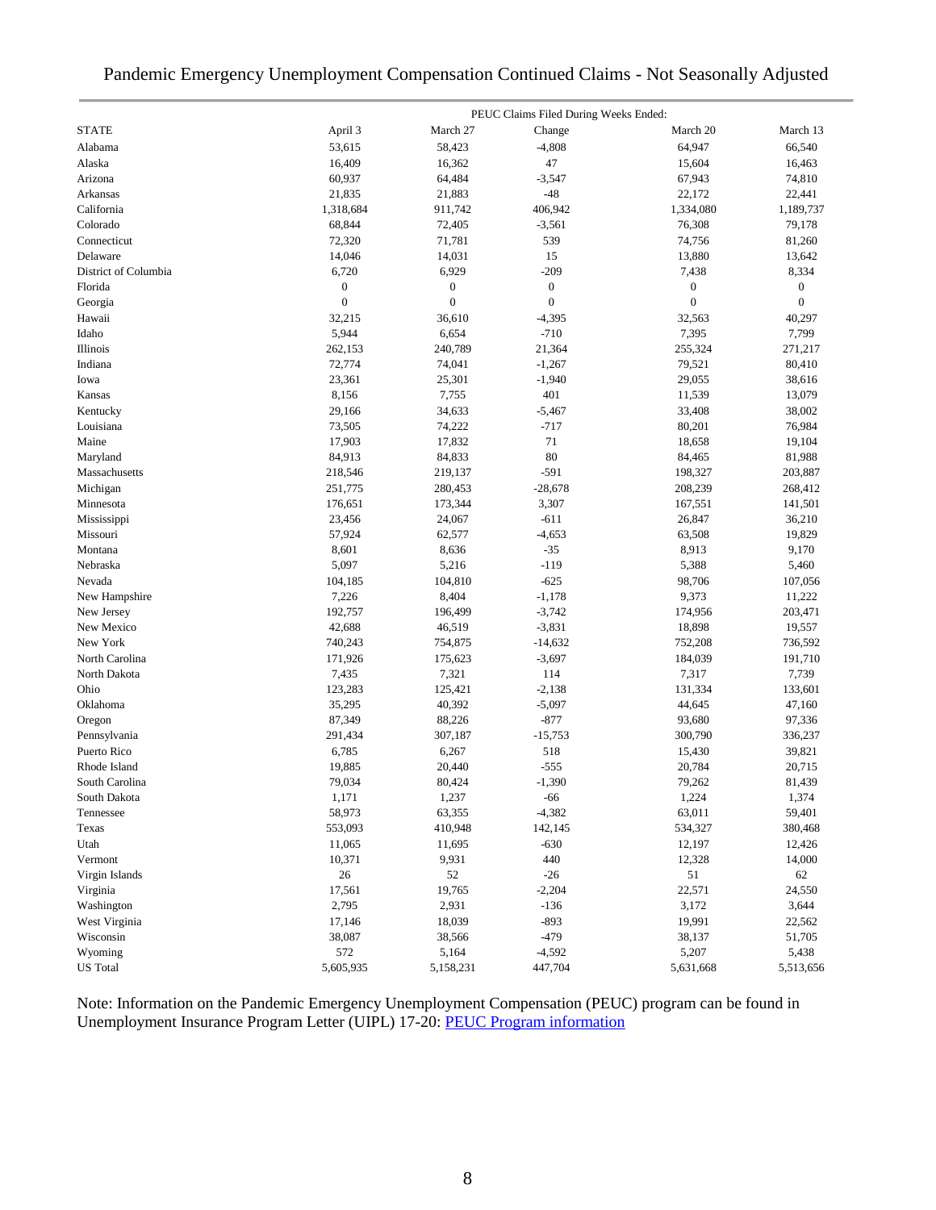# Pandemic Emergency Unemployment Compensation Continued Claims - Not Seasonally Adjusted

| STATE | April 3 | March 27 | Change | March 20 | March 13 |
|---|---|---|---|---|---|
| | PEUC Claims Filed During Weeks Ended: | | | | |
| Alabama | 53,615 | 58,423 | -4,808 | 64,947 | 66,540 |
| Alaska | 16,409 | 16,362 | 47 | 15,604 | 16,463 |
| Arizona | 60,937 | 64,484 | -3,547 | 67,943 | 74,810 |
| Arkansas | 21,835 | 21,883 | -48 | 22,172 | 22,441 |
| California | 1,318,684 | 911,742 | 406,942 | 1,334,080 | 1,189,737 |
| Colorado | 68,844 | 72,405 | -3,561 | 76,308 | 79,178 |
| Connecticut | 72,320 | 71,781 | 539 | 74,756 | 81,260 |
| Delaware | 14,046 | 14,031 | 15 | 13,880 | 13,642 |
| District of Columbia | 6,720 | 6,929 | -209 | 7,438 | 8,334 |
| Florida | 0 | 0 | 0 | 0 | 0 |
| Georgia | 0 | 0 | 0 | 0 | 0 |
| Hawaii | 32,215 | 36,610 | -4,395 | 32,563 | 40,297 |
| Idaho | 5,944 | 6,654 | -710 | 7,395 | 7,799 |
| Illinois | 262,153 | 240,789 | 21,364 | 255,324 | 271,217 |
| Indiana | 72,774 | 74,041 | -1,267 | 79,521 | 80,410 |
| Iowa | 23,361 | 25,301 | -1,940 | 29,055 | 38,616 |
| Kansas | 8,156 | 7,755 | 401 | 11,539 | 13,079 |
| Kentucky | 29,166 | 34,633 | -5,467 | 33,408 | 38,002 |
| Louisiana | 73,505 | 74,222 | -717 | 80,201 | 76,984 |
| Maine | 17,903 | 17,832 | 71 | 18,658 | 19,104 |
| Maryland | 84,913 | 84,833 | 80 | 84,465 | 81,988 |
| Massachusetts | 218,546 | 219,137 | -591 | 198,327 | 203,887 |
| Michigan | 251,775 | 280,453 | -28,678 | 208,239 | 268,412 |
| Minnesota | 176,651 | 173,344 | 3,307 | 167,551 | 141,501 |
| Mississippi | 23,456 | 24,067 | -611 | 26,847 | 36,210 |
| Missouri | 57,924 | 62,577 | -4,653 | 63,508 | 19,829 |
| Montana | 8,601 | 8,636 | -35 | 8,913 | 9,170 |
| Nebraska | 5,097 | 5,216 | -119 | 5,388 | 5,460 |
| Nevada | 104,185 | 104,810 | -625 | 98,706 | 107,056 |
| New Hampshire | 7,226 | 8,404 | -1,178 | 9,373 | 11,222 |
| New Jersey | 192,757 | 196,499 | -3,742 | 174,956 | 203,471 |
| New Mexico | 42,688 | 46,519 | -3,831 | 18,898 | 19,557 |
| New York | 740,243 | 754,875 | -14,632 | 752,208 | 736,592 |
| North Carolina | 171,926 | 175,623 | -3,697 | 184,039 | 191,710 |
| North Dakota | 7,435 | 7,321 | 114 | 7,317 | 7,739 |
| Ohio | 123,283 | 125,421 | -2,138 | 131,334 | 133,601 |
| Oklahoma | 35,295 | 40,392 | -5,097 | 44,645 | 47,160 |
| Oregon | 87,349 | 88,226 | -877 | 93,680 | 97,336 |
| Pennsylvania | 291,434 | 307,187 | -15,753 | 300,790 | 336,237 |
| Puerto Rico | 6,785 | 6,267 | 518 | 15,430 | 39,821 |
| Rhode Island | 19,885 | 20,440 | -555 | 20,784 | 20,715 |
| South Carolina | 79,034 | 80,424 | -1,390 | 79,262 | 81,439 |
| South Dakota | 1,171 | 1,237 | -66 | 1,224 | 1,374 |
| Tennessee | 58,973 | 63,355 | -4,382 | 63,011 | 59,401 |
| Texas | 553,093 | 410,948 | 142,145 | 534,327 | 380,468 |
| Utah | 11,065 | 11,695 | -630 | 12,197 | 12,426 |
| Vermont | 10,371 | 9,931 | 440 | 12,328 | 14,000 |
| Virgin Islands | 26 | 52 | -26 | 51 | 62 |
| Virginia | 17,561 | 19,765 | -2,204 | 22,571 | 24,550 |
| Washington | 2,795 | 2,931 | -136 | 3,172 | 3,644 |
| West Virginia | 17,146 | 18,039 | -893 | 19,991 | 22,562 |
| Wisconsin | 38,087 | 38,566 | -479 | 38,137 | 51,705 |
| Wyoming | 572 | 5,164 | -4,592 | 5,207 | 5,438 |
| US Total | 5,605,935 | 5,158,231 | 447,704 | 5,631,668 | 5,513,656 |

Note: Information on the Pandemic Emergency Unemployment Compensation (PEUC) program can be found in Unemployment Insurance Program Letter (UIPL) 17-20: PEUC Program information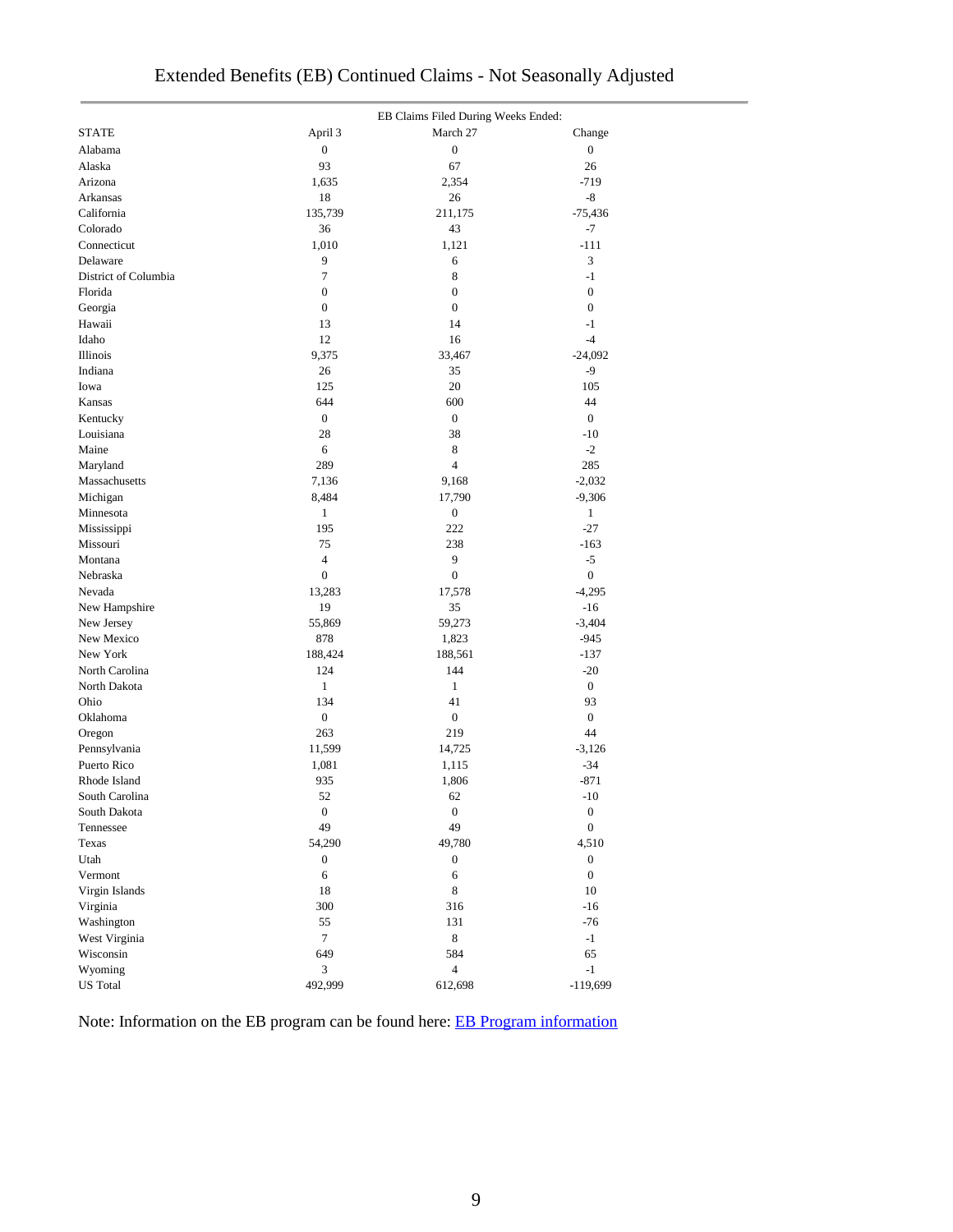# Extended Benefits (EB) Continued Claims - Not Seasonally Adjusted

| STATE | EB Claims Filed During Weeks Ended: April 3 | March 27 | Change |
|---|---|---|---|
| Alabama | 0 | 0 | 0 |
| Alaska | 93 | 67 | 26 |
| Arizona | 1,635 | 2,354 | -719 |
| Arkansas | 18 | 26 | -8 |
| California | 135,739 | 211,175 | -75,436 |
| Colorado | 36 | 43 | -7 |
| Connecticut | 1,010 | 1,121 | -111 |
| Delaware | 9 | 6 | 3 |
| District of Columbia | 7 | 8 | -1 |
| Florida | 0 | 0 | 0 |
| Georgia | 0 | 0 | 0 |
| Hawaii | 13 | 14 | -1 |
| Idaho | 12 | 16 | -4 |
| Illinois | 9,375 | 33,467 | -24,092 |
| Indiana | 26 | 35 | -9 |
| Iowa | 125 | 20 | 105 |
| Kansas | 644 | 600 | 44 |
| Kentucky | 0 | 0 | 0 |
| Louisiana | 28 | 38 | -10 |
| Maine | 6 | 8 | -2 |
| Maryland | 289 | 4 | 285 |
| Massachusetts | 7,136 | 9,168 | -2,032 |
| Michigan | 8,484 | 17,790 | -9,306 |
| Minnesota | 1 | 0 | 1 |
| Mississippi | 195 | 222 | -27 |
| Missouri | 75 | 238 | -163 |
| Montana | 4 | 9 | -5 |
| Nebraska | 0 | 0 | 0 |
| Nevada | 13,283 | 17,578 | -4,295 |
| New Hampshire | 19 | 35 | -16 |
| New Jersey | 55,869 | 59,273 | -3,404 |
| New Mexico | 878 | 1,823 | -945 |
| New York | 188,424 | 188,561 | -137 |
| North Carolina | 124 | 144 | -20 |
| North Dakota | 1 | 1 | 0 |
| Ohio | 134 | 41 | 93 |
| Oklahoma | 0 | 0 | 0 |
| Oregon | 263 | 219 | 44 |
| Pennsylvania | 11,599 | 14,725 | -3,126 |
| Puerto Rico | 1,081 | 1,115 | -34 |
| Rhode Island | 935 | 1,806 | -871 |
| South Carolina | 52 | 62 | -10 |
| South Dakota | 0 | 0 | 0 |
| Tennessee | 49 | 49 | 0 |
| Texas | 54,290 | 49,780 | 4,510 |
| Utah | 0 | 0 | 0 |
| Vermont | 6 | 6 | 0 |
| Virgin Islands | 18 | 8 | 10 |
| Virginia | 300 | 316 | -16 |
| Washington | 55 | 131 | -76 |
| West Virginia | 7 | 8 | -1 |
| Wisconsin | 649 | 584 | 65 |
| Wyoming | 3 | 4 | -1 |
| US Total | 492,999 | 612,698 | -119,699 |

Note: Information on the EB program can be found here: [EB Program information]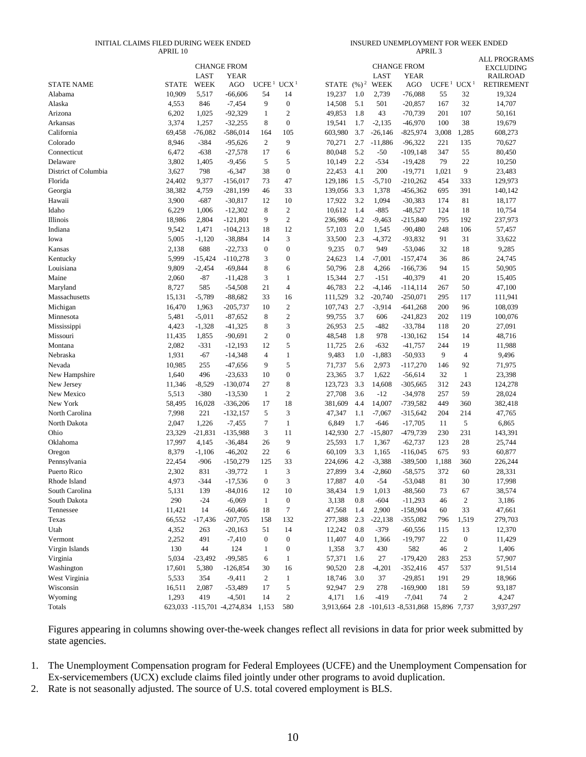| STATE NAME | INITIAL CLAIMS FILED DURING WEEK ENDED APRIL 10 | | | | | INSURED UNEMPLOYMENT FOR WEEK ENDED APRIL 3 | | | | | | | ALL PROGRAMS EXCLUDING RAILROAD RETIREMENT |
|---|---|---|---|---|---|---|---|---|---|---|---|---|---|
| | STATE | CHANGE FROM LAST WEEK | CHANGE FROM YEAR AGO | UCFE [1] | UCX [1] | STATE | (%) [2] | CHANGE FROM LAST WEEK | CHANGE FROM YEAR AGO | UCFE [1] | UCX [1] | |
| Alabama | 10,909 | 5,517 | -66,606 | 54 | 14 | 19,237 | 1.0 | 2,739 | -76,088 | 55 | 32 | 19,324 |
| Alaska | 4,553 | 846 | -7,454 | 9 | 0 | 14,508 | 5.1 | 501 | -20,857 | 167 | 32 | 14,707 |
| Arizona | 6,202 | 1,025 | -92,329 | 1 | 2 | 49,853 | 1.8 | 43 | -70,739 | 201 | 107 | 50,161 |
| Arkansas | 3,374 | 1,257 | -32,255 | 8 | 0 | 19,541 | 1.7 | -2,135 | -46,970 | 100 | 38 | 19,679 |
| California | 69,458 | -76,082 | -586,014 | 164 | 105 | 603,980 | 3.7 | -26,146 | -825,974 | 3,008 | 1,285 | 608,273 |
| Colorado | 8,946 | -384 | -95,626 | 2 | 9 | 70,271 | 2.7 | -11,886 | -96,322 | 221 | 135 | 70,627 |
| Connecticut | 6,472 | -638 | -27,578 | 17 | 6 | 80,048 | 5.2 | -50 | -109,148 | 347 | 55 | 80,450 |
| Delaware | 3,802 | 1,405 | -9,456 | 5 | 5 | 10,149 | 2.2 | -534 | -19,428 | 79 | 22 | 10,250 |
| District of Columbia | 3,627 | 798 | -6,347 | 38 | 0 | 22,453 | 4.1 | 200 | -19,771 | 1,021 | 9 | 23,483 |
| Florida | 24,402 | 9,377 | -156,017 | 73 | 47 | 129,186 | 1.5 | -5,710 | -210,262 | 454 | 333 | 129,973 |
| Georgia | 38,382 | 4,759 | -281,199 | 46 | 33 | 139,056 | 3.3 | 1,378 | -456,362 | 695 | 391 | 140,142 |
| Hawaii | 3,900 | -687 | -30,817 | 12 | 10 | 17,922 | 3.2 | 1,094 | -30,383 | 174 | 81 | 18,177 |
| Idaho | 6,229 | 1,006 | -12,302 | 8 | 2 | 10,612 | 1.4 | -885 | -48,527 | 124 | 18 | 10,754 |
| Illinois | 18,986 | 2,804 | -121,801 | 9 | 2 | 236,986 | 4.2 | -9,463 | -215,840 | 795 | 192 | 237,973 |
| Indiana | 9,542 | 1,471 | -104,213 | 18 | 12 | 57,103 | 2.0 | 1,545 | -90,480 | 248 | 106 | 57,457 |
| Iowa | 5,005 | -1,120 | -38,884 | 14 | 3 | 33,500 | 2.3 | -4,372 | -93,832 | 91 | 31 | 33,622 |
| Kansas | 2,138 | 688 | -22,733 | 0 | 0 | 9,235 | 0.7 | 949 | -53,046 | 32 | 18 | 9,285 |
| Kentucky | 5,999 | -15,424 | -110,278 | 3 | 0 | 24,623 | 1.4 | -7,001 | -157,474 | 36 | 86 | 24,745 |
| Louisiana | 9,809 | -2,454 | -69,844 | 8 | 6 | 50,796 | 2.8 | 4,266 | -166,736 | 94 | 15 | 50,905 |
| Maine | 2,060 | -87 | -11,428 | 3 | 1 | 15,344 | 2.7 | -151 | -40,379 | 41 | 20 | 15,405 |
| Maryland | 8,727 | 585 | -54,508 | 21 | 4 | 46,783 | 2.2 | -4,146 | -114,114 | 267 | 50 | 47,100 |
| Massachusetts | 15,131 | -5,789 | -88,682 | 33 | 16 | 111,529 | 3.2 | -20,740 | -250,071 | 295 | 117 | 111,941 |
| Michigan | 16,470 | 1,963 | -205,737 | 10 | 2 | 107,743 | 2.7 | -3,914 | -641,268 | 200 | 96 | 108,039 |
| Minnesota | 5,481 | -5,011 | -87,652 | 8 | 2 | 99,755 | 3.7 | 606 | -241,823 | 202 | 119 | 100,076 |
| Mississippi | 4,423 | -1,328 | -41,325 | 8 | 3 | 26,953 | 2.5 | -482 | -33,784 | 118 | 20 | 27,091 |
| Missouri | 11,435 | 1,855 | -90,691 | 2 | 0 | 48,548 | 1.8 | 978 | -130,162 | 154 | 14 | 48,716 |
| Montana | 2,082 | -331 | -12,193 | 12 | 5 | 11,725 | 2.6 | -632 | -41,757 | 244 | 19 | 11,988 |
| Nebraska | 1,931 | -67 | -14,348 | 4 | 1 | 9,483 | 1.0 | -1,883 | -50,933 | 9 | 4 | 9,496 |
| Nevada | 10,985 | 255 | -47,656 | 9 | 5 | 71,737 | 5.6 | 2,973 | -117,270 | 146 | 92 | 71,975 |
| New Hampshire | 1,640 | 496 | -23,633 | 10 | 0 | 23,365 | 3.7 | 1,622 | -56,614 | 32 | 1 | 23,398 |
| New Jersey | 11,346 | -8,529 | -130,074 | 27 | 8 | 123,723 | 3.3 | 14,608 | -305,665 | 312 | 243 | 124,278 |
| New Mexico | 5,513 | -380 | -13,530 | 1 | 2 | 27,708 | 3.6 | -12 | -34,978 | 257 | 59 | 28,024 |
| New York | 58,495 | 16,028 | -336,206 | 17 | 18 | 381,609 | 4.4 | 14,007 | -739,582 | 449 | 360 | 382,418 |
| North Carolina | 7,998 | 221 | -132,157 | 5 | 3 | 47,347 | 1.1 | -7,067 | -315,642 | 204 | 214 | 47,765 |
| North Dakota | 2,047 | 1,226 | -7,455 | 7 | 1 | 6,849 | 1.7 | -646 | -17,705 | 11 | 5 | 6,865 |
| Ohio | 23,329 | -21,831 | -135,988 | 3 | 11 | 142,930 | 2.7 | -15,807 | -479,739 | 230 | 231 | 143,391 |
| Oklahoma | 17,997 | 4,145 | -36,484 | 26 | 9 | 25,593 | 1.7 | 1,367 | -62,737 | 123 | 28 | 25,744 |
| Oregon | 8,379 | -1,106 | -46,202 | 22 | 6 | 60,109 | 3.3 | 1,165 | -116,045 | 675 | 93 | 60,877 |
| Pennsylvania | 22,454 | -906 | -150,279 | 125 | 33 | 224,696 | 4.2 | -3,388 | -389,500 | 1,188 | 360 | 226,244 |
| Puerto Rico | 2,302 | 831 | -39,772 | 1 | 3 | 27,899 | 3.4 | -2,860 | -58,575 | 372 | 60 | 28,331 |
| Rhode Island | 4,973 | -344 | -17,536 | 0 | 3 | 17,887 | 4.0 | -54 | -53,048 | 81 | 30 | 17,998 |
| South Carolina | 5,131 | 139 | -84,016 | 12 | 10 | 38,434 | 1.9 | 1,013 | -88,560 | 73 | 67 | 38,574 |
| South Dakota | 290 | -24 | -6,069 | 1 | 0 | 3,138 | 0.8 | -604 | -11,293 | 46 | 2 | 3,186 |
| Tennessee | 11,421 | 14 | -60,466 | 18 | 7 | 47,568 | 1.4 | 2,900 | -158,904 | 60 | 33 | 47,661 |
| Texas | 66,552 | -17,436 | -207,705 | 158 | 132 | 277,388 | 2.3 | -22,138 | -355,082 | 796 | 1,519 | 279,703 |
| Utah | 4,352 | 263 | -20,163 | 51 | 14 | 12,242 | 0.8 | -379 | -60,556 | 115 | 13 | 12,370 |
| Vermont | 2,252 | 491 | -7,410 | 0 | 0 | 11,407 | 4.0 | 1,366 | -19,797 | 22 | 0 | 11,429 |
| Virgin Islands | 130 | 44 | 124 | 1 | 0 | 1,358 | 3.7 | 430 | 582 | 46 | 2 | 1,406 |
| Virginia | 5,034 | -23,492 | -99,585 | 6 | 1 | 57,371 | 1.6 | 27 | -179,420 | 283 | 253 | 57,907 |
| Washington | 17,601 | 5,380 | -126,854 | 30 | 16 | 90,520 | 2.8 | -4,201 | -352,416 | 457 | 537 | 91,514 |
| West Virginia | 5,533 | 354 | -9,411 | 2 | 1 | 18,746 | 3.0 | 37 | -29,851 | 191 | 29 | 18,966 |
| Wisconsin | 16,511 | 2,087 | -53,489 | 17 | 5 | 92,947 | 2.9 | 278 | -169,900 | 181 | 59 | 93,187 |
| Wyoming | 1,293 | 419 | -4,501 | 14 | 2 | 4,171 | 1.6 | -419 | -7,041 | 74 | 2 | 4,247 |
| Totals | 623,033 | -115,701 | -4,274,834 | 1,153 | 580 | 3,913,664 | 2.8 | -101,613 | -8,531,868 | 15,896 | 7,737 | 3,937,297 |

Figures appearing in columns showing over-the-week changes reflect all revisions in data for prior week submitted by state agencies.

1. The Unemployment Compensation program for Federal Employees (UCFE) and the Unemployment Compensation for Ex-servicemembers (UCX) exclude claims filed jointly under other programs to avoid duplication.
2. Rate is not seasonally adjusted. The source of U.S. total covered employment is BLS.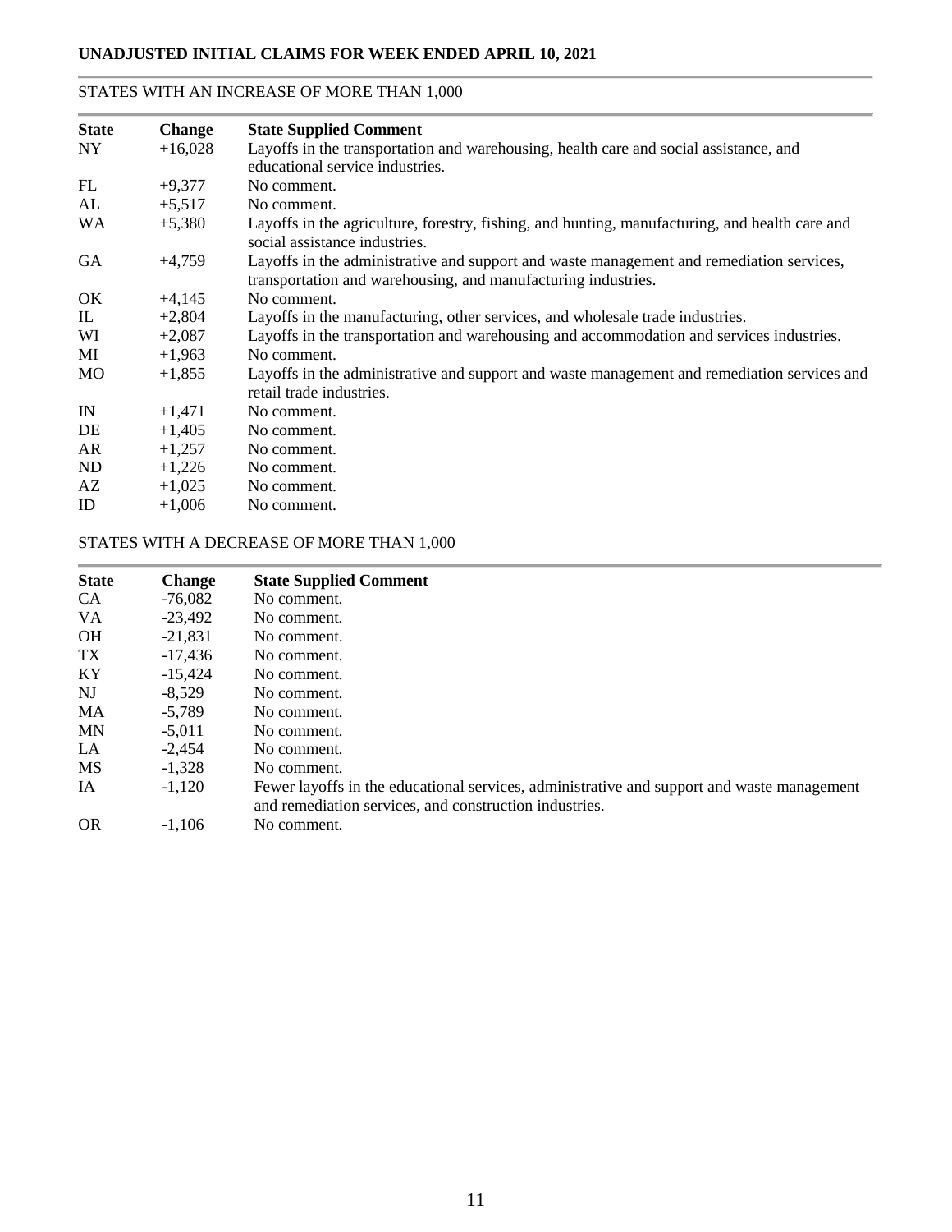**UNADJUSTED INITIAL CLAIMS FOR WEEK ENDED APRIL 10, 2021**

STATES WITH AN INCREASE OF MORE THAN 1,000

| State | Change | State Supplied Comment |
|---|---|---|
| NY | +16,028 | Layoffs in the transportation and warehousing, health care and social assistance, and educational service industries. |
| FL | +9,377 | No comment. |
| AL | +5,517 | No comment. |
| WA | +5,380 | Layoffs in the agriculture, forestry, fishing, and hunting, manufacturing, and health care and social assistance industries. |
| GA | +4,759 | Layoffs in the administrative and support and waste management and remediation services, transportation and warehousing, and manufacturing industries. |
| OK | +4,145 | No comment. |
| IL | +2,804 | Layoffs in the manufacturing, other services, and wholesale trade industries. |
| WI | +2,087 | Layoffs in the transportation and warehousing and accommodation and services industries. |
| MI | +1,963 | No comment. |
| MO | +1,855 | Layoffs in the administrative and support and waste management and remediation services and retail trade industries. |
| IN | +1,471 | No comment. |
| DE | +1,405 | No comment. |
| AR | +1,257 | No comment. |
| ND | +1,226 | No comment. |
| AZ | +1,025 | No comment. |
| ID | +1,006 | No comment. |

STATES WITH A DECREASE OF MORE THAN 1,000

| State | Change | State Supplied Comment |
|---|---|---|
| CA | -76,082 | No comment. |
| VA | -23,492 | No comment. |
| OH | -21,831 | No comment. |
| TX | -17,436 | No comment. |
| KY | -15,424 | No comment. |
| NJ | -8,529 | No comment. |
| MA | -5,789 | No comment. |
| MN | -5,011 | No comment. |
| LA | -2,454 | No comment. |
| MS | -1,328 | No comment. |
| IA | -1,120 | Fewer layoffs in the educational services, administrative and support and waste management and remediation services, and construction industries. |
| OR | -1,106 | No comment. |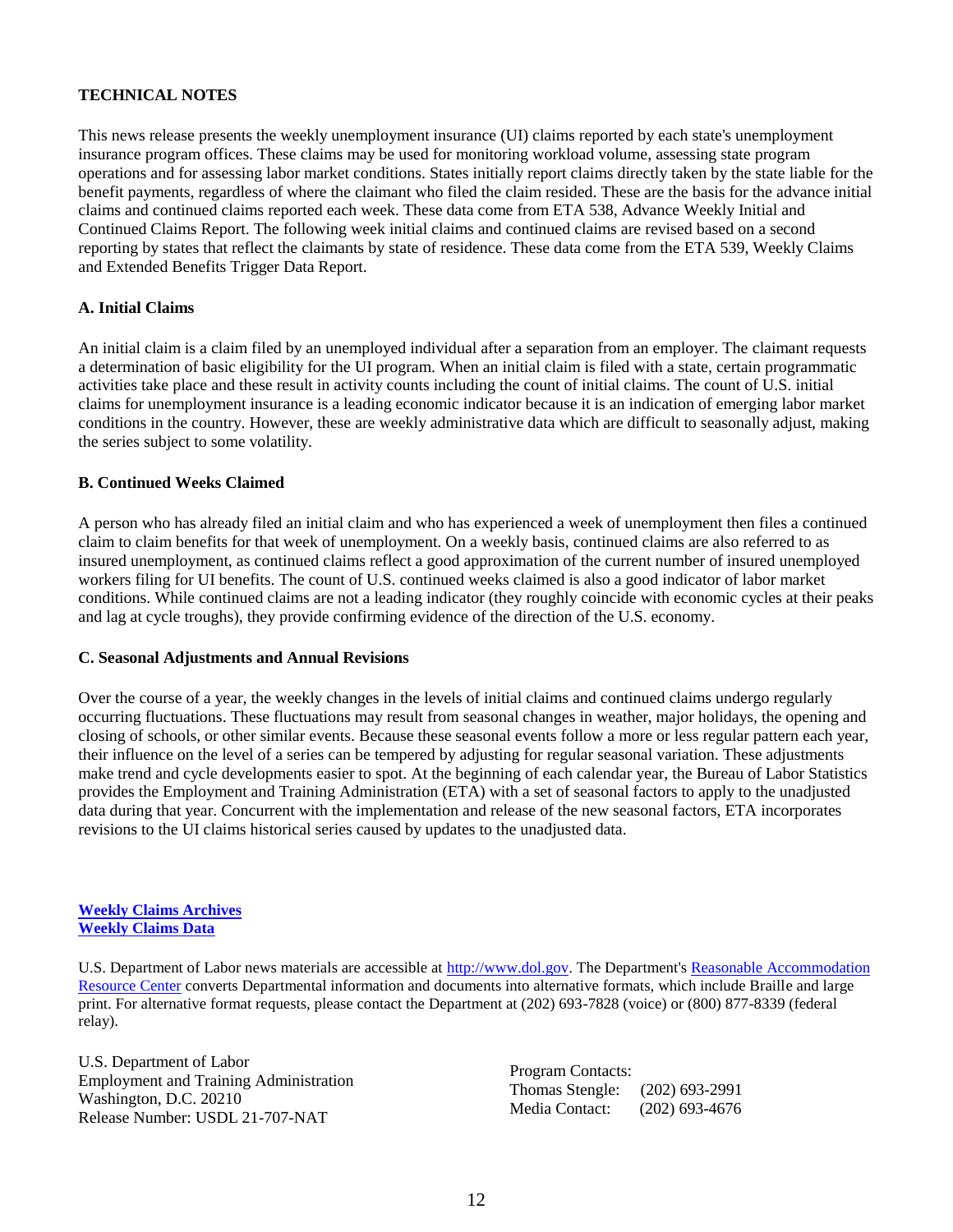## TECHNICAL NOTES

This news release presents the weekly unemployment insurance (UI) claims reported by each state's unemployment insurance program offices. These claims may be used for monitoring workload volume, assessing state program operations and for assessing labor market conditions. States initially report claims directly taken by the state liable for the benefit payments, regardless of where the claimant who filed the claim resided. These are the basis for the advance initial claims and continued claims reported each week. These data come from ETA 538, Advance Weekly Initial and Continued Claims Report. The following week initial claims and continued claims are revised based on a second reporting by states that reflect the claimants by state of residence. These data come from the ETA 539, Weekly Claims and Extended Benefits Trigger Data Report.

### A. Initial Claims

An initial claim is a claim filed by an unemployed individual after a separation from an employer. The claimant requests a determination of basic eligibility for the UI program. When an initial claim is filed with a state, certain programmatic activities take place and these result in activity counts including the count of initial claims. The count of U.S. initial claims for unemployment insurance is a leading economic indicator because it is an indication of emerging labor market conditions in the country. However, these are weekly administrative data which are difficult to seasonally adjust, making the series subject to some volatility.

### B. Continued Weeks Claimed

A person who has already filed an initial claim and who has experienced a week of unemployment then files a continued claim to claim benefits for that week of unemployment. On a weekly basis, continued claims are also referred to as insured unemployment, as continued claims reflect a good approximation of the current number of insured unemployed workers filing for UI benefits. The count of U.S. continued weeks claimed is also a good indicator of labor market conditions. While continued claims are not a leading indicator (they roughly coincide with economic cycles at their peaks and lag at cycle troughs), they provide confirming evidence of the direction of the U.S. economy.

### C. Seasonal Adjustments and Annual Revisions

Over the course of a year, the weekly changes in the levels of initial claims and continued claims undergo regularly occurring fluctuations. These fluctuations may result from seasonal changes in weather, major holidays, the opening and closing of schools, or other similar events. Because these seasonal events follow a more or less regular pattern each year, their influence on the level of a series can be tempered by adjusting for regular seasonal variation. These adjustments make trend and cycle developments easier to spot. At the beginning of each calendar year, the Bureau of Labor Statistics provides the Employment and Training Administration (ETA) with a set of seasonal factors to apply to the unadjusted data during that year. Concurrent with the implementation and release of the new seasonal factors, ETA incorporates revisions to the UI claims historical series caused by updates to the unadjusted data.

**Weekly Claims Archives**
**Weekly Claims Data**

U.S. Department of Labor news materials are accessible at http://www.dol.gov. The Department's Reasonable Accommodation Resource Center converts Departmental information and documents into alternative formats, which include Braille and large print. For alternative format requests, please contact the Department at (202) 693-7828 (voice) or (800) 877-8339 (federal relay).

U.S. Department of Labor
Employment and Training Administration
Washington, D.C. 20210
Release Number: USDL 21-707-NAT

Program Contacts:
Thomas Stengle: (202) 693-2991
Media Contact: (202) 693-4676